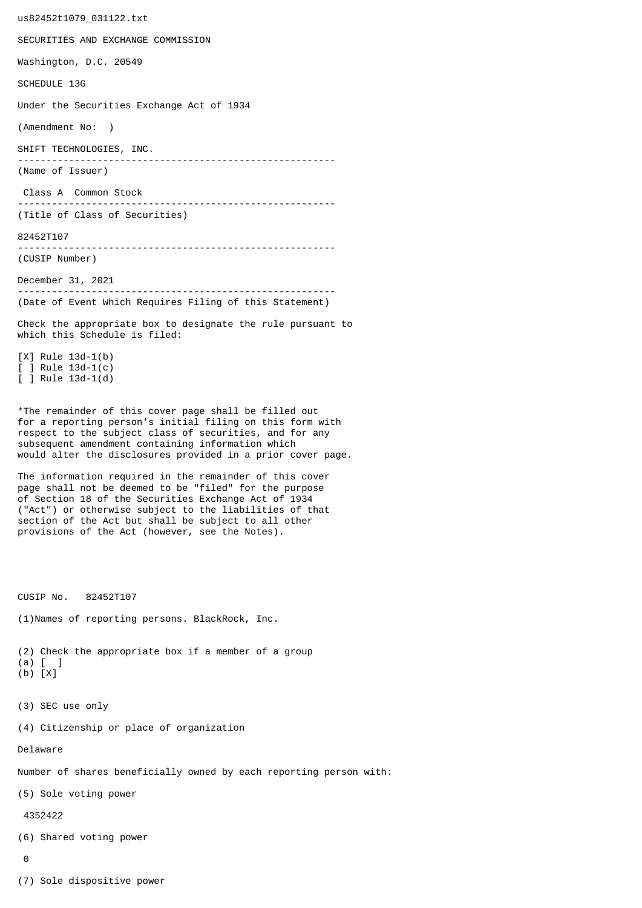us82452t1079_031122.txt

SECURITIES AND EXCHANGE COMMISSION

Washington, D.C. 20549

SCHEDULE 13G

Under the Securities Exchange Act of 1934

(Amendment No:  )

SHIFT TECHNOLOGIES, INC.

--------------------------------------------------------

(Name of Issuer)

Class A  Common Stock

--------------------------------------------------------

(Title of Class of Securities)

82452T107

--------------------------------------------------------

(CUSIP Number)

December 31, 2021

--------------------------------------------------------

(Date of Event Which Requires Filing of this Statement)

Check the appropriate box to designate the rule pursuant to which this Schedule is filed:

[X] Rule 13d-1(b)
[ ] Rule 13d-1(c)
[ ] Rule 13d-1(d)

*The remainder of this cover page shall be filled out for a reporting person's initial filing on this form with respect to the subject class of securities, and for any subsequent amendment containing information which would alter the disclosures provided in a prior cover page.

The information required in the remainder of this cover page shall not be deemed to be "filed" for the purpose of Section 18 of the Securities Exchange Act of 1934 ("Act") or otherwise subject to the liabilities of that section of the Act but shall be subject to all other provisions of the Act (however, see the Notes).

CUSIP No.   82452T107

(1)Names of reporting persons. BlackRock, Inc.

(2) Check the appropriate box if a member of a group
(a) [  ]
(b) [X]

(3) SEC use only

(4) Citizenship or place of organization

Delaware

Number of shares beneficially owned by each reporting person with:

(5) Sole voting power

4352422

(6) Shared voting power

0

(7) Sole dispositive power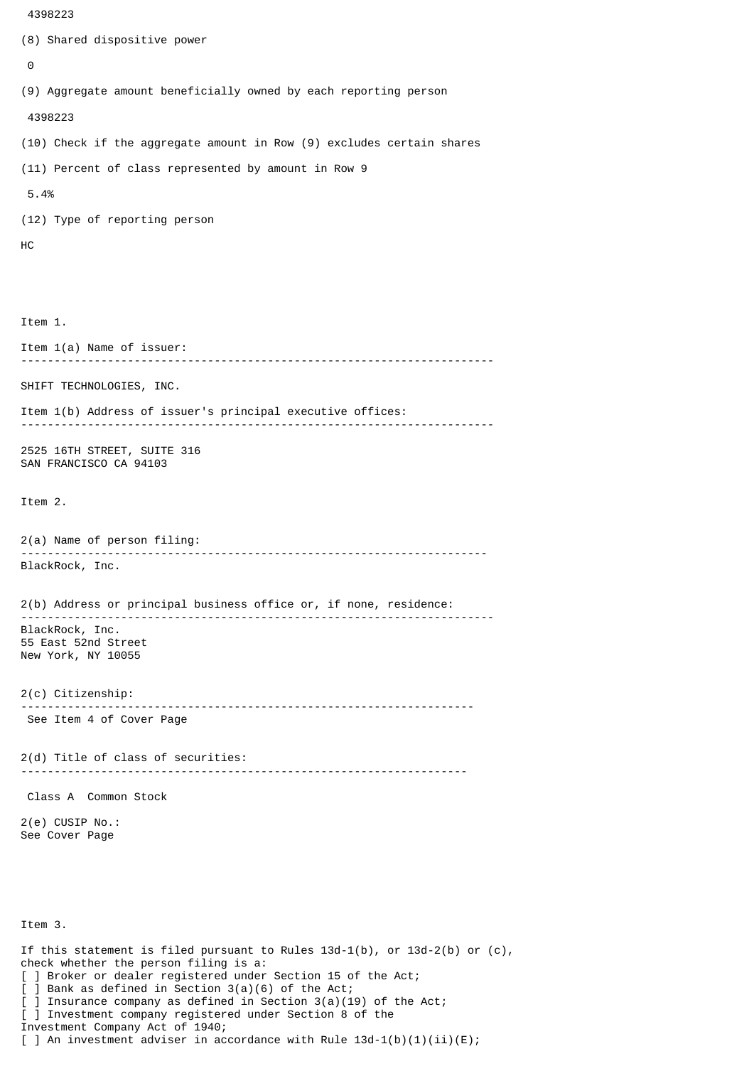4398223

(8) Shared dispositive power

0

(9) Aggregate amount beneficially owned by each reporting person

4398223

(10) Check if the aggregate amount in Row (9) excludes certain shares

(11) Percent of class represented by amount in Row 9

5.4%

(12) Type of reporting person

HC

Item 1.

Item 1(a) Name of issuer:

---

SHIFT TECHNOLOGIES, INC.

Item 1(b) Address of issuer's principal executive offices:

---

2525 16TH STREET, SUITE 316
SAN FRANCISCO CA 94103

Item 2.

2(a) Name of person filing:

---

BlackRock, Inc.

2(b) Address or principal business office or, if none, residence:

---

BlackRock, Inc.
55 East 52nd Street
New York, NY 10055

2(c) Citizenship:

---

See Item 4 of Cover Page

2(d) Title of class of securities:

---

Class A Common Stock

2(e) CUSIP No.:
See Cover Page

Item 3.

If this statement is filed pursuant to Rules 13d-1(b), or 13d-2(b) or (c), check whether the person filing is a:
[ ] Broker or dealer registered under Section 15 of the Act;
[ ] Bank as defined in Section 3(a)(6) of the Act;
[ ] Insurance company as defined in Section 3(a)(19) of the Act;
[ ] Investment company registered under Section 8 of the Investment Company Act of 1940;
[ ] An investment adviser in accordance with Rule 13d-1(b)(1)(ii)(E);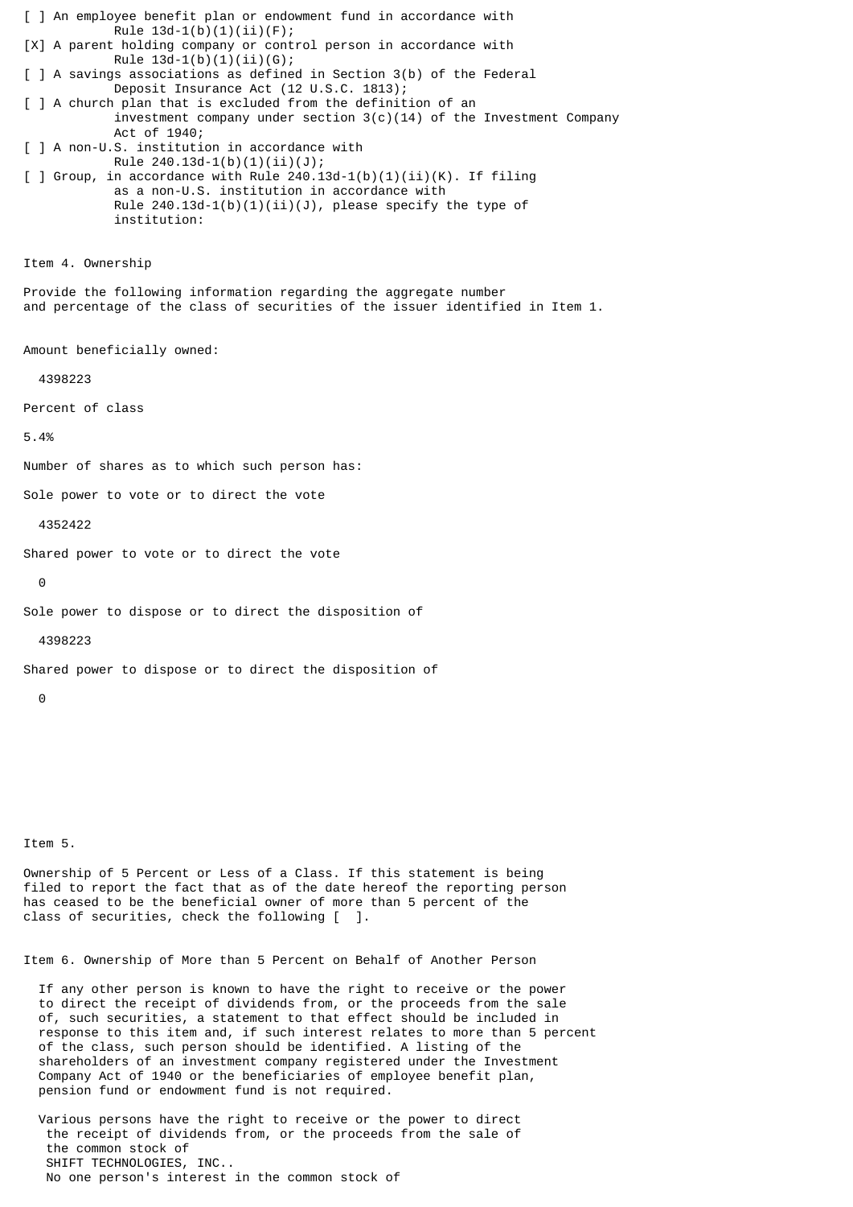[ ] An employee benefit plan or endowment fund in accordance with Rule 13d-1(b)(1)(ii)(F);

[X] A parent holding company or control person in accordance with Rule 13d-1(b)(1)(ii)(G);

[ ] A savings associations as defined in Section 3(b) of the Federal Deposit Insurance Act (12 U.S.C. 1813);

[ ] A church plan that is excluded from the definition of an investment company under section 3(c)(14) of the Investment Company Act of 1940;

[ ] A non-U.S. institution in accordance with Rule 240.13d-1(b)(1)(ii)(J);

[ ] Group, in accordance with Rule 240.13d-1(b)(1)(ii)(K). If filing as a non-U.S. institution in accordance with Rule 240.13d-1(b)(1)(ii)(J), please specify the type of institution:

Item 4. Ownership

Provide the following information regarding the aggregate number and percentage of the class of securities of the issuer identified in Item 1.

Amount beneficially owned:

4398223

Percent of class

5.4%

Number of shares as to which such person has:

Sole power to vote or to direct the vote

4352422

Shared power to vote or to direct the vote

0

Sole power to dispose or to direct the disposition of

4398223

Shared power to dispose or to direct the disposition of

0

Item 5.

Ownership of 5 Percent or Less of a Class. If this statement is being filed to report the fact that as of the date hereof the reporting person has ceased to be the beneficial owner of more than 5 percent of the class of securities, check the following [ ].

Item 6. Ownership of More than 5 Percent on Behalf of Another Person

If any other person is known to have the right to receive or the power to direct the receipt of dividends from, or the proceeds from the sale of, such securities, a statement to that effect should be included in response to this item and, if such interest relates to more than 5 percent of the class, such person should be identified. A listing of the shareholders of an investment company registered under the Investment Company Act of 1940 or the beneficiaries of employee benefit plan, pension fund or endowment fund is not required.

Various persons have the right to receive or the power to direct the receipt of dividends from, or the proceeds from the sale of the common stock of SHIFT TECHNOLOGIES, INC.. No one person's interest in the common stock of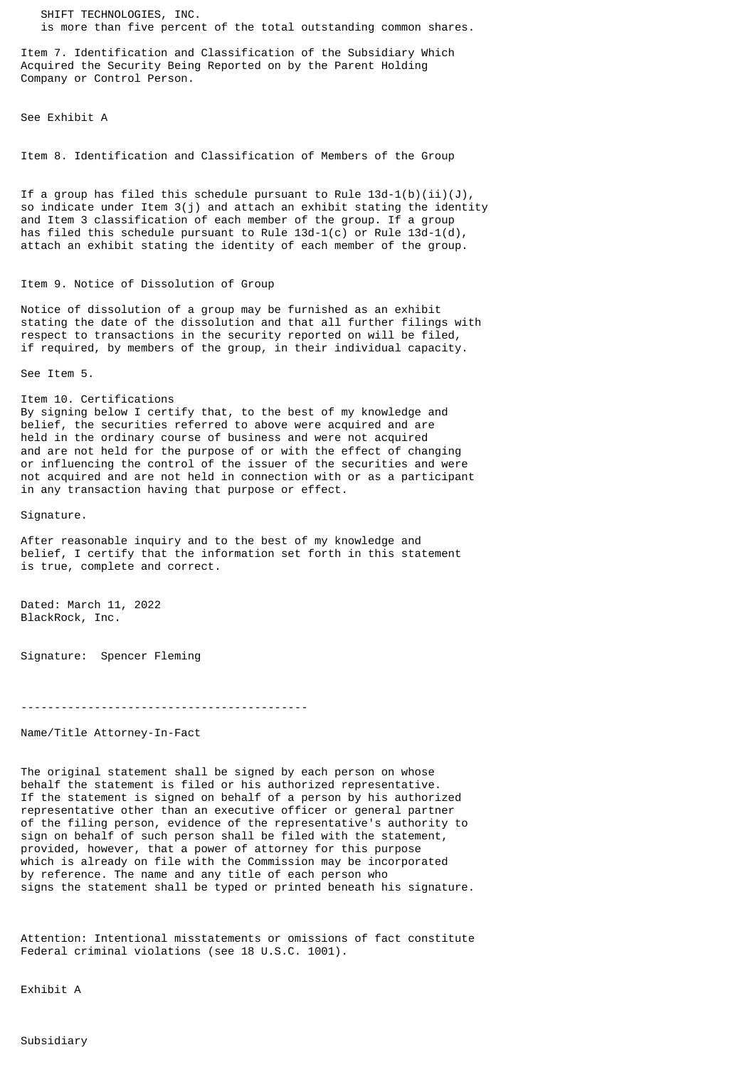SHIFT TECHNOLOGIES, INC.
is more than five percent of the total outstanding common shares.

Item 7. Identification and Classification of the Subsidiary Which Acquired the Security Being Reported on by the Parent Holding Company or Control Person.

See Exhibit A

Item 8. Identification and Classification of Members of the Group

If a group has filed this schedule pursuant to Rule 13d-1(b)(ii)(J), so indicate under Item 3(j) and attach an exhibit stating the identity and Item 3 classification of each member of the group. If a group has filed this schedule pursuant to Rule 13d-1(c) or Rule 13d-1(d), attach an exhibit stating the identity of each member of the group.

Item 9. Notice of Dissolution of Group

Notice of dissolution of a group may be furnished as an exhibit stating the date of the dissolution and that all further filings with respect to transactions in the security reported on will be filed, if required, by members of the group, in their individual capacity.

See Item 5.

Item 10. Certifications
By signing below I certify that, to the best of my knowledge and belief, the securities referred to above were acquired and are held in the ordinary course of business and were not acquired and are not held for the purpose of or with the effect of changing or influencing the control of the issuer of the securities and were not acquired and are not held in connection with or as a participant in any transaction having that purpose or effect.

Signature.

After reasonable inquiry and to the best of my knowledge and belief, I certify that the information set forth in this statement is true, complete and correct.

Dated: March 11, 2022
BlackRock, Inc.

Signature: Spencer Fleming

-------------------------------------------

Name/Title Attorney-In-Fact

The original statement shall be signed by each person on whose behalf the statement is filed or his authorized representative. If the statement is signed on behalf of a person by his authorized representative other than an executive officer or general partner of the filing person, evidence of the representative's authority to sign on behalf of such person shall be filed with the statement, provided, however, that a power of attorney for this purpose which is already on file with the Commission may be incorporated by reference. The name and any title of each person who signs the statement shall be typed or printed beneath his signature.

Attention: Intentional misstatements or omissions of fact constitute Federal criminal violations (see 18 U.S.C. 1001).

Exhibit A

Subsidiary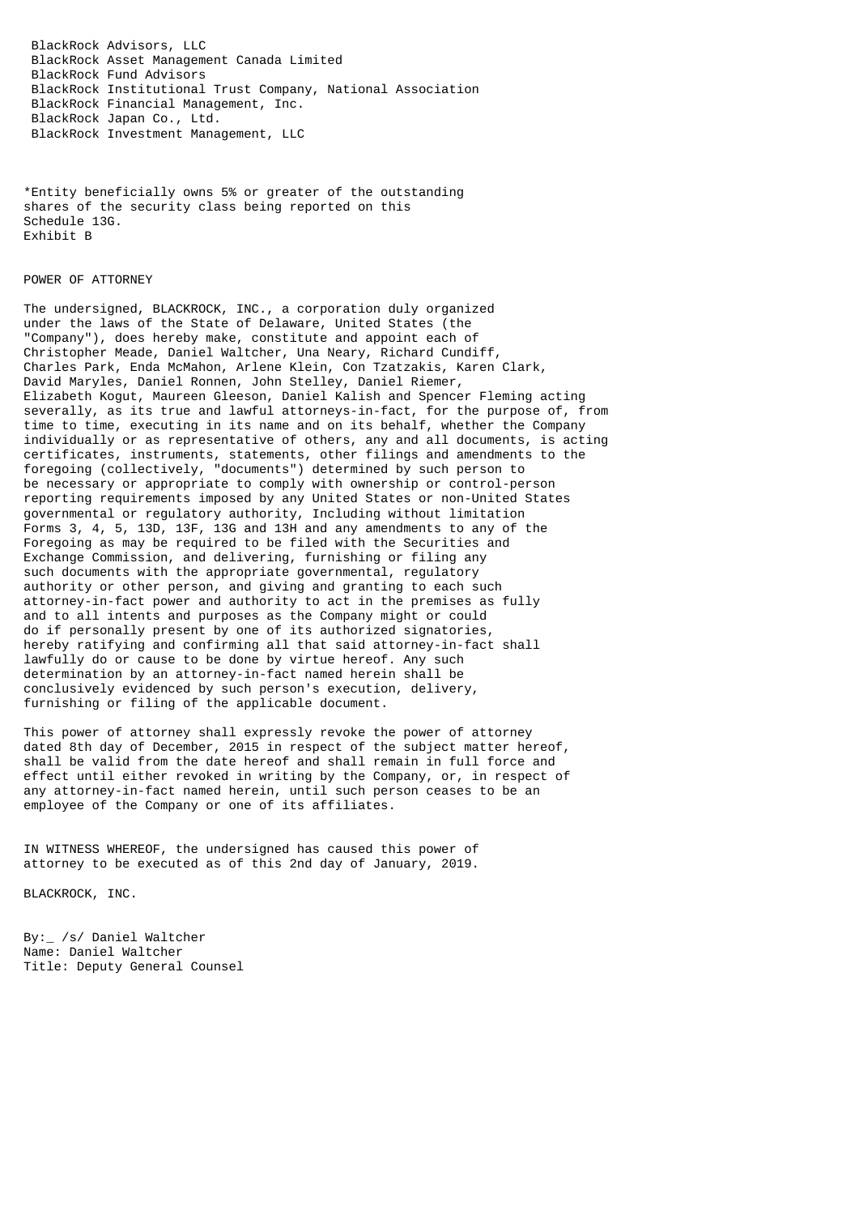BlackRock Advisors, LLC
BlackRock Asset Management Canada Limited
BlackRock Fund Advisors
BlackRock Institutional Trust Company, National Association
BlackRock Financial Management, Inc.
BlackRock Japan Co., Ltd.
BlackRock Investment Management, LLC

*Entity beneficially owns 5% or greater of the outstanding shares of the security class being reported on this Schedule 13G.

Exhibit B

POWER OF ATTORNEY

The undersigned, BLACKROCK, INC., a corporation duly organized under the laws of the State of Delaware, United States (the "Company"), does hereby make, constitute and appoint each of Christopher Meade, Daniel Waltcher, Una Neary, Richard Cundiff, Charles Park, Enda McMahon, Arlene Klein, Con Tzatzakis, Karen Clark, David Maryles, Daniel Ronnen, John Stelley, Daniel Riemer, Elizabeth Kogut, Maureen Gleeson, Daniel Kalish and Spencer Fleming acting severally, as its true and lawful attorneys-in-fact, for the purpose of, from time to time, executing in its name and on its behalf, whether the Company individually or as representative of others, any and all documents, is acting certificates, instruments, statements, other filings and amendments to the foregoing (collectively, "documents") determined by such person to be necessary or appropriate to comply with ownership or control-person reporting requirements imposed by any United States or non-United States governmental or regulatory authority, Including without limitation Forms 3, 4, 5, 13D, 13F, 13G and 13H and any amendments to any of the Foregoing as may be required to be filed with the Securities and Exchange Commission, and delivering, furnishing or filing any such documents with the appropriate governmental, regulatory authority or other person, and giving and granting to each such attorney-in-fact power and authority to act in the premises as fully and to all intents and purposes as the Company might or could do if personally present by one of its authorized signatories, hereby ratifying and confirming all that said attorney-in-fact shall lawfully do or cause to be done by virtue hereof. Any such determination by an attorney-in-fact named herein shall be conclusively evidenced by such person's execution, delivery, furnishing or filing of the applicable document.

This power of attorney shall expressly revoke the power of attorney dated 8th day of December, 2015 in respect of the subject matter hereof, shall be valid from the date hereof and shall remain in full force and effect until either revoked in writing by the Company, or, in respect of any attorney-in-fact named herein, until such person ceases to be an employee of the Company or one of its affiliates.

IN WITNESS WHEREOF, the undersigned has caused this power of attorney to be executed as of this 2nd day of January, 2019.

BLACKROCK, INC.

By:_ /s/ Daniel Waltcher
Name: Daniel Waltcher
Title: Deputy General Counsel